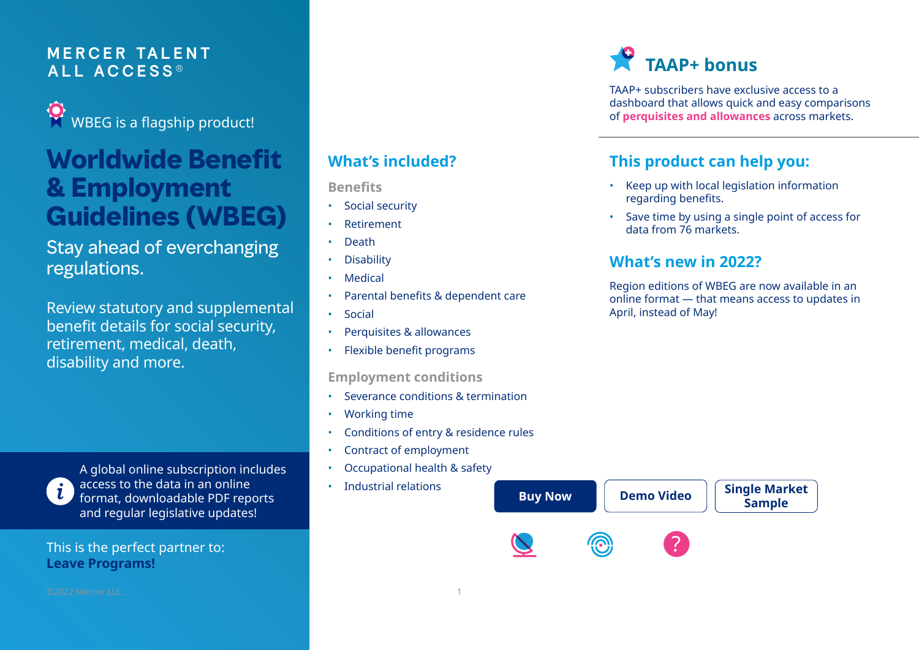MERCER TALENT ALL ACCESS®

WBEG is a flagship product!

# Worldwide Benefit & Employment Guidelines (WBEG)

Stay ahead of everchanging regulations.

Review statutory and supplemental benefit details for social security, retirement, medical, death, disability and more.

A global online subscription includes access to the data in an online format, downloadable PDF reports and regular legislative updates!

This is the perfect partner to:
**Leave Programs!**

©2022 Mercer LLC.

## What's included?

### Benefits

- Social security
- Retirement
- Death
- Disability
- Medical
- Parental benefits & dependent care
- Social
- Perquisites & allowances
- Flexible benefit programs

### Employment conditions

- Severance conditions & termination
- Working time
- Conditions of entry & residence rules
- Contract of employment
- Occupational health & safety
- Industrial relations

## TAAP+ bonus

TAAP+ subscribers have exclusive access to a dashboard that allows quick and easy comparisons of **perquisites and allowances** across markets.

## This product can help you:

- Keep up with local legislation information regarding benefits.
- Save time by using a single point of access for data from 76 markets.

## What's new in 2022?

Region editions of WBEG are now available in an online format — that means access to updates in April, instead of May!

**Buy Now** | **Demo Video** | **Single Market Sample**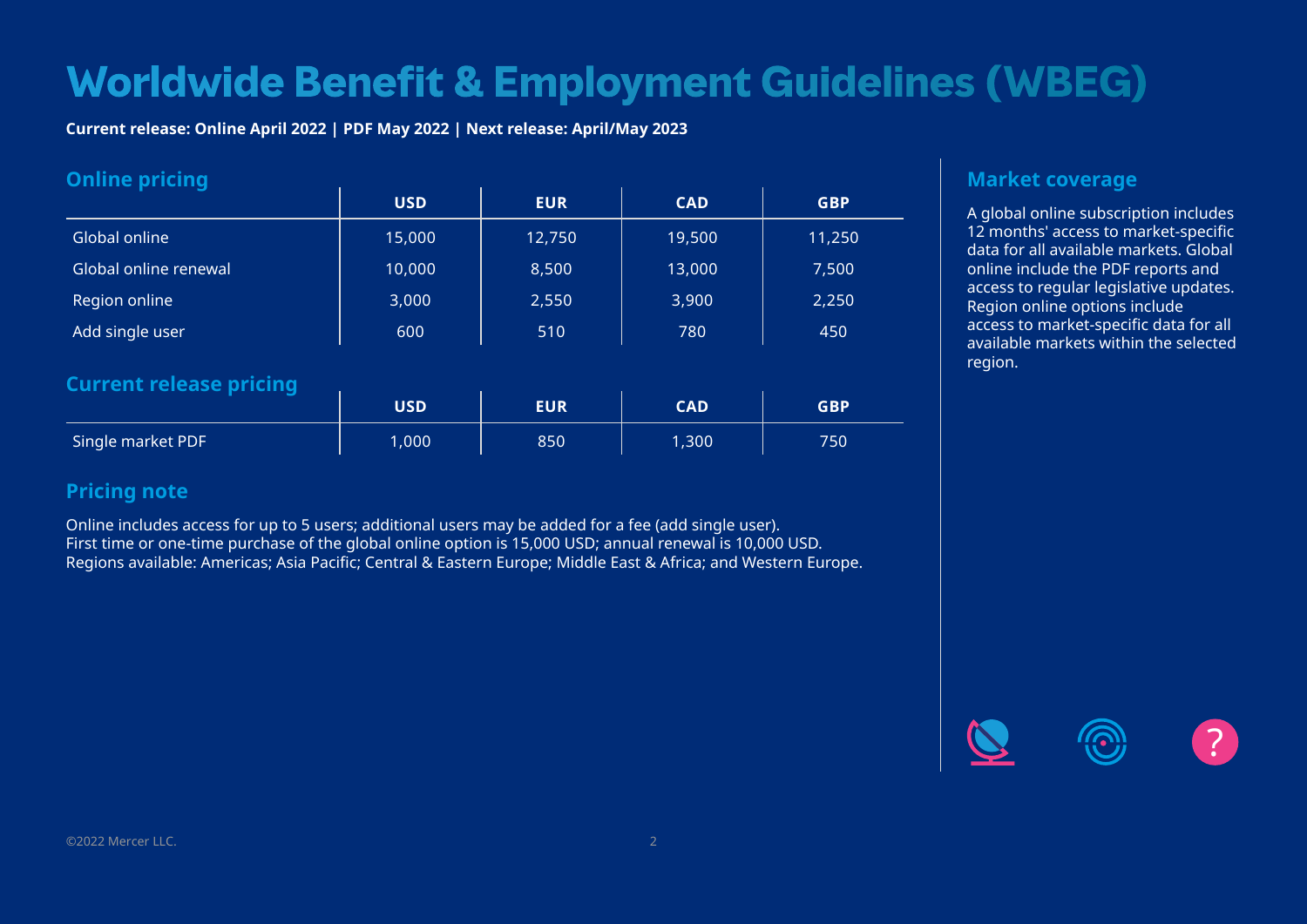# Worldwide Benefit & Employment Guidelines (WBEG)

**Current release: Online April 2022 | PDF May 2022 | Next release: April/May 2023**

## Online pricing

| | USD | EUR | CAD | GBP |
|---|---|---|---|---|
| Global online | 15,000 | 12,750 | 19,500 | 11,250 |
| Global online renewal | 10,000 | 8,500 | 13,000 | 7,500 |
| Region online | 3,000 | 2,550 | 3,900 | 2,250 |
| Add single user | 600 | 510 | 780 | 450 |

## Current release pricing

| | USD | EUR | CAD | GBP |
|---|---|---|---|---|
| Single market PDF | 1,000 | 850 | 1,300 | 750 |

## Pricing note

Online includes access for up to 5 users; additional users may be added for a fee (add single user).
First time or one-time purchase of the global online option is 15,000 USD; annual renewal is 10,000 USD.
Regions available: Americas; Asia Pacific; Central & Eastern Europe; Middle East & Africa; and Western Europe.

## Market coverage

A global online subscription includes 12 months' access to market-specific data for all available markets. Global online include the PDF reports and access to regular legislative updates. Region online options include access to market-specific data for all available markets within the selected region.

©2022 Mercer LLC.